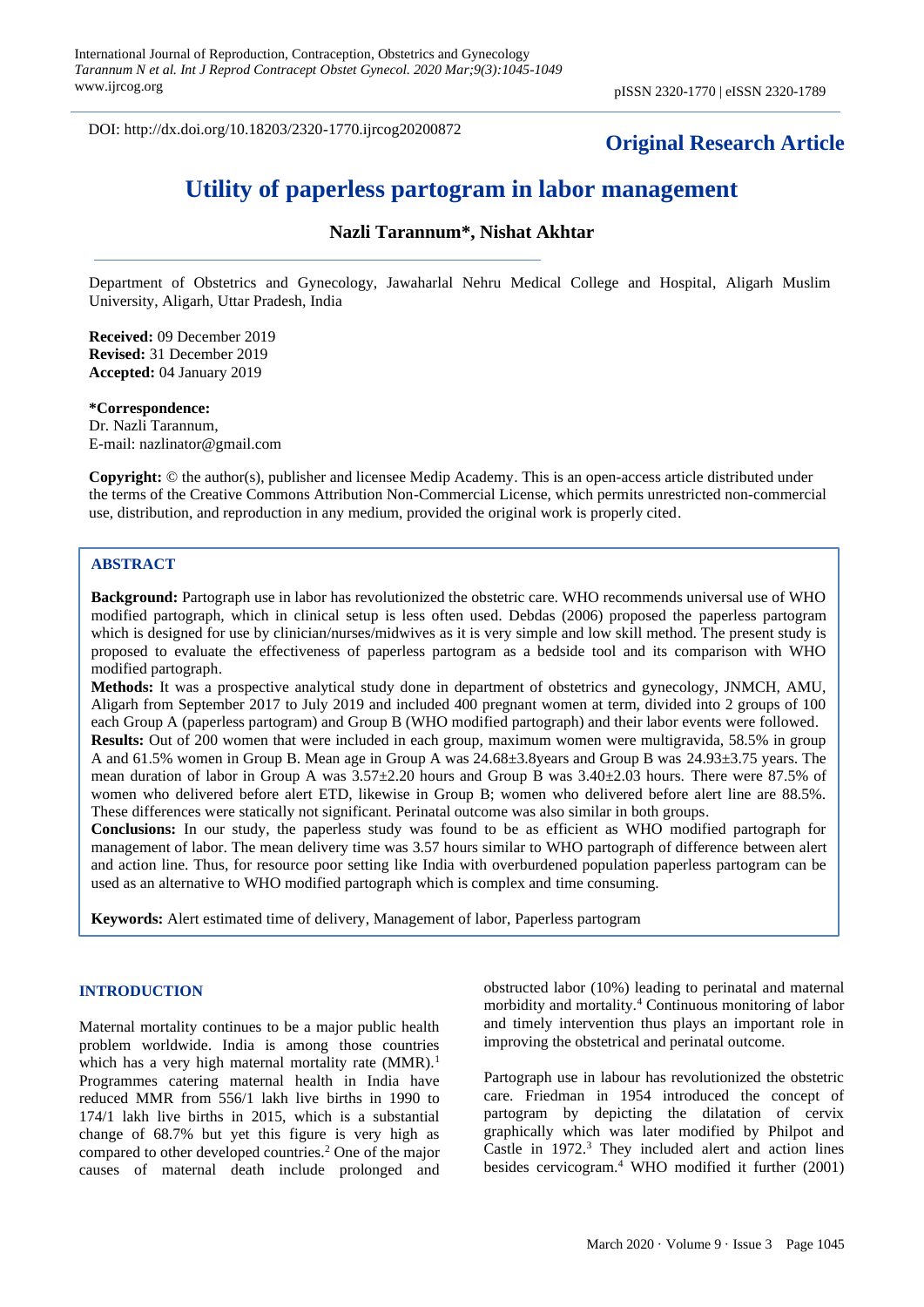DOI: http://dx.doi.org/10.18203/2320-1770.ijrcog20200872

**Original Research Article**

# Utility of paperless partogram in labor management

**Nazli Tarannum*, Nishat Akhtar**

Department of Obstetrics and Gynecology, Jawaharlal Nehru Medical College and Hospital, Aligarh Muslim University, Aligarh, Uttar Pradesh, India

**Received:** 09 December 2019
**Revised:** 31 December 2019
**Accepted:** 04 January 2019

**\*Correspondence:**
Dr. Nazli Tarannum,
E-mail: nazlinator@gmail.com

**Copyright:** © the author(s), publisher and licensee Medip Academy. This is an open-access article distributed under the terms of the Creative Commons Attribution Non-Commercial License, which permits unrestricted non-commercial use, distribution, and reproduction in any medium, provided the original work is properly cited.

## ABSTRACT

**Background:** Partograph use in labor has revolutionized the obstetric care. WHO recommends universal use of WHO modified partograph, which in clinical setup is less often used. Debdas (2006) proposed the paperless partogram which is designed for use by clinician/nurses/midwives as it is very simple and low skill method. The present study is proposed to evaluate the effectiveness of paperless partogram as a bedside tool and its comparison with WHO modified partograph.

**Methods:** It was a prospective analytical study done in department of obstetrics and gynecology, JNMCH, AMU, Aligarh from September 2017 to July 2019 and included 400 pregnant women at term, divided into 2 groups of 100 each Group A (paperless partogram) and Group B (WHO modified partograph) and their labor events were followed.

**Results:** Out of 200 women that were included in each group, maximum women were multigravida, 58.5% in group A and 61.5% women in Group B. Mean age in Group A was 24.68±3.8years and Group B was 24.93±3.75 years. The mean duration of labor in Group A was 3.57±2.20 hours and Group B was 3.40±2.03 hours. There were 87.5% of women who delivered before alert ETD, likewise in Group B; women who delivered before alert line are 88.5%. These differences were statically not significant. Perinatal outcome was also similar in both groups.

**Conclusions:** In our study, the paperless study was found to be as efficient as WHO modified partograph for management of labor. The mean delivery time was 3.57 hours similar to WHO partograph of difference between alert and action line. Thus, for resource poor setting like India with overburdened population paperless partogram can be used as an alternative to WHO modified partograph which is complex and time consuming.

**Keywords:** Alert estimated time of delivery, Management of labor, Paperless partogram

## INTRODUCTION

Maternal mortality continues to be a major public health problem worldwide. India is among those countries which has a very high maternal mortality rate (MMR).[1] Programmes catering maternal health in India have reduced MMR from 556/1 lakh live births in 1990 to 174/1 lakh live births in 2015, which is a substantial change of 68.7% but yet this figure is very high as compared to other developed countries.[2] One of the major causes of maternal death include prolonged and obstructed labor (10%) leading to perinatal and maternal morbidity and mortality.[4] Continuous monitoring of labor and timely intervention thus plays an important role in improving the obstetrical and perinatal outcome.

Partograph use in labour has revolutionized the obstetric care. Friedman in 1954 introduced the concept of partogram by depicting the dilatation of cervix graphically which was later modified by Philpot and Castle in 1972.[3] They included alert and action lines besides cervicogram.[4] WHO modified it further (2001)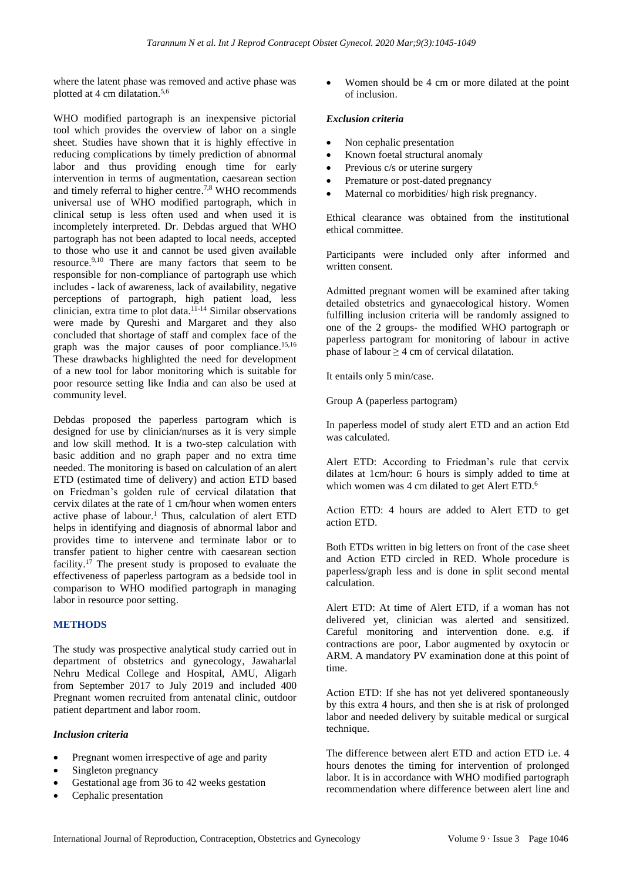where the latent phase was removed and active phase was plotted at 4 cm dilatation.[5,6]

WHO modified partograph is an inexpensive pictorial tool which provides the overview of labor on a single sheet. Studies have shown that it is highly effective in reducing complications by timely prediction of abnormal labor and thus providing enough time for early intervention in terms of augmentation, caesarean section and timely referral to higher centre.[7,8] WHO recommends universal use of WHO modified partograph, which in clinical setup is less often used and when used it is incompletely interpreted. Dr. Debdas argued that WHO partograph has not been adapted to local needs, accepted to those who use it and cannot be used given available resource.[9,10] There are many factors that seem to be responsible for non-compliance of partograph use which includes - lack of awareness, lack of availability, negative perceptions of partograph, high patient load, less clinician, extra time to plot data.[11-14] Similar observations were made by Qureshi and Margaret and they also concluded that shortage of staff and complex face of the graph was the major causes of poor compliance.[15,16] These drawbacks highlighted the need for development of a new tool for labor monitoring which is suitable for poor resource setting like India and can also be used at community level.

Debdas proposed the paperless partogram which is designed for use by clinician/nurses as it is very simple and low skill method. It is a two-step calculation with basic addition and no graph paper and no extra time needed. The monitoring is based on calculation of an alert ETD (estimated time of delivery) and action ETD based on Friedman's golden rule of cervical dilatation that cervix dilates at the rate of 1 cm/hour when women enters active phase of labour.[1] Thus, calculation of alert ETD helps in identifying and diagnosis of abnormal labor and provides time to intervene and terminate labor or to transfer patient to higher centre with caesarean section facility.[17] The present study is proposed to evaluate the effectiveness of paperless partogram as a bedside tool in comparison to WHO modified partograph in managing labor in resource poor setting.

## METHODS

The study was prospective analytical study carried out in department of obstetrics and gynecology, Jawaharlal Nehru Medical College and Hospital, AMU, Aligarh from September 2017 to July 2019 and included 400 Pregnant women recruited from antenatal clinic, outdoor patient department and labor room.

### *Inclusion criteria*

- Pregnant women irrespective of age and parity
- Singleton pregnancy
- Gestational age from 36 to 42 weeks gestation
- Cephalic presentation
- Women should be 4 cm or more dilated at the point of inclusion.

### *Exclusion criteria*

- Non cephalic presentation
- Known foetal structural anomaly
- Previous c/s or uterine surgery
- Premature or post-dated pregnancy
- Maternal co morbidities/ high risk pregnancy.

Ethical clearance was obtained from the institutional ethical committee.

Participants were included only after informed and written consent.

Admitted pregnant women will be examined after taking detailed obstetrics and gynaecological history. Women fulfilling inclusion criteria will be randomly assigned to one of the 2 groups- the modified WHO partograph or paperless partogram for monitoring of labour in active phase of labour ≥ 4 cm of cervical dilatation.

It entails only 5 min/case.

Group A (paperless partogram)

In paperless model of study alert ETD and an action Etd was calculated.

Alert ETD: According to Friedman's rule that cervix dilates at 1cm/hour: 6 hours is simply added to time at which women was 4 cm dilated to get Alert ETD.[6]

Action ETD: 4 hours are added to Alert ETD to get action ETD.

Both ETDs written in big letters on front of the case sheet and Action ETD circled in RED. Whole procedure is paperless/graph less and is done in split second mental calculation.

Alert ETD: At time of Alert ETD, if a woman has not delivered yet, clinician was alerted and sensitized. Careful monitoring and intervention done. e.g. if contractions are poor, Labor augmented by oxytocin or ARM. A mandatory PV examination done at this point of time.

Action ETD: If she has not yet delivered spontaneously by this extra 4 hours, and then she is at risk of prolonged labor and needed delivery by suitable medical or surgical technique.

The difference between alert ETD and action ETD i.e. 4 hours denotes the timing for intervention of prolonged labor. It is in accordance with WHO modified partograph recommendation where difference between alert line and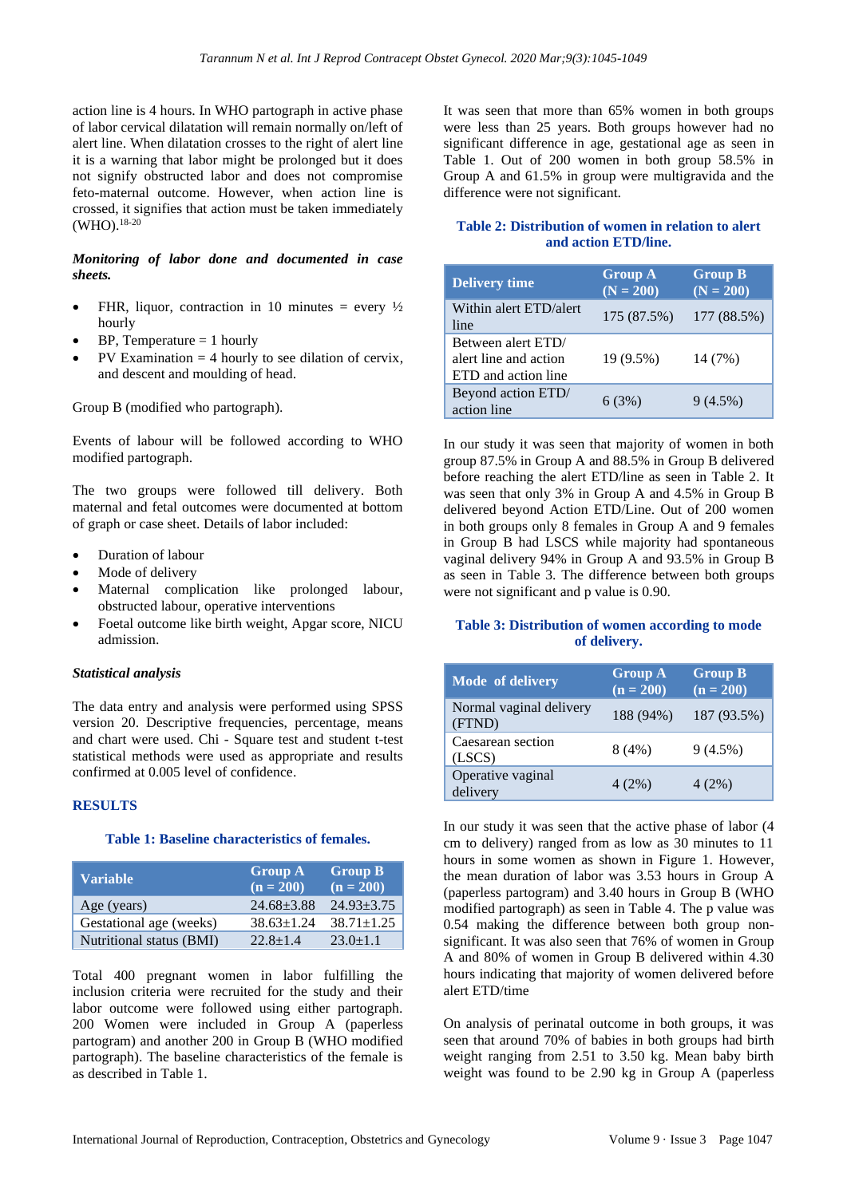action line is 4 hours. In WHO partograph in active phase of labor cervical dilatation will remain normally on/left of alert line. When dilatation crosses to the right of alert line it is a warning that labor might be prolonged but it does not signify obstructed labor and does not compromise feto-maternal outcome. However, when action line is crossed, it signifies that action must be taken immediately (WHO).[18-20]

***Monitoring of labor done and documented in case sheets.***

- FHR, liquor, contraction in 10 minutes = every ½ hourly
- BP, Temperature = 1 hourly
- PV Examination = 4 hourly to see dilation of cervix, and descent and moulding of head.

Group B (modified who partograph).

Events of labour will be followed according to WHO modified partograph.

The two groups were followed till delivery. Both maternal and fetal outcomes were documented at bottom of graph or case sheet. Details of labor included:

- Duration of labour
- Mode of delivery
- Maternal complication like prolonged labour, obstructed labour, operative interventions
- Foetal outcome like birth weight, Apgar score, NICU admission.

***Statistical analysis***

The data entry and analysis were performed using SPSS version 20. Descriptive frequencies, percentage, means and chart were used. Chi - Square test and student t-test statistical methods were used as appropriate and results confirmed at 0.005 level of confidence.

## RESULTS

**Table 1: Baseline characteristics of females.**

| Variable | Group A (n = 200) | Group B (n = 200) |
|---|---|---|
| Age (years) | 24.68±3.88 | 24.93±3.75 |
| Gestational age (weeks) | 38.63±1.24 | 38.71±1.25 |
| Nutritional status (BMI) | 22.8±1.4 | 23.0±1.1 |

Total 400 pregnant women in labor fulfilling the inclusion criteria were recruited for the study and their labor outcome were followed using either partograph. 200 Women were included in Group A (paperless partogram) and another 200 in Group B (WHO modified partograph). The baseline characteristics of the female is as described in Table 1.

It was seen that more than 65% women in both groups were less than 25 years. Both groups however had no significant difference in age, gestational age as seen in Table 1. Out of 200 women in both group 58.5% in Group A and 61.5% in group were multigravida and the difference were not significant.

**Table 2: Distribution of women in relation to alert and action ETD/line.**

| Delivery time | Group A (N = 200) | Group B (N = 200) |
|---|---|---|
| Within alert ETD/alert line | 175 (87.5%) | 177 (88.5%) |
| Between alert ETD/ alert line and action ETD and action line | 19 (9.5%) | 14 (7%) |
| Beyond action ETD/ action line | 6 (3%) | 9 (4.5%) |

In our study it was seen that majority of women in both group 87.5% in Group A and 88.5% in Group B delivered before reaching the alert ETD/line as seen in Table 2. It was seen that only 3% in Group A and 4.5% in Group B delivered beyond Action ETD/Line. Out of 200 women in both groups only 8 females in Group A and 9 females in Group B had LSCS while majority had spontaneous vaginal delivery 94% in Group A and 93.5% in Group B as seen in Table 3. The difference between both groups were not significant and p value is 0.90.

**Table 3: Distribution of women according to mode of delivery.**

| Mode of delivery | Group A (n = 200) | Group B (n = 200) |
|---|---|---|
| Normal vaginal delivery (FTND) | 188 (94%) | 187 (93.5%) |
| Caesarean section (LSCS) | 8 (4%) | 9 (4.5%) |
| Operative vaginal delivery | 4 (2%) | 4 (2%) |

In our study it was seen that the active phase of labor (4 cm to delivery) ranged from as low as 30 minutes to 11 hours in some women as shown in Figure 1. However, the mean duration of labor was 3.53 hours in Group A (paperless partogram) and 3.40 hours in Group B (WHO modified partograph) as seen in Table 4. The p value was 0.54 making the difference between both group non-significant. It was also seen that 76% of women in Group A and 80% of women in Group B delivered within 4.30 hours indicating that majority of women delivered before alert ETD/time

On analysis of perinatal outcome in both groups, it was seen that around 70% of babies in both groups had birth weight ranging from 2.51 to 3.50 kg. Mean baby birth weight was found to be 2.90 kg in Group A (paperless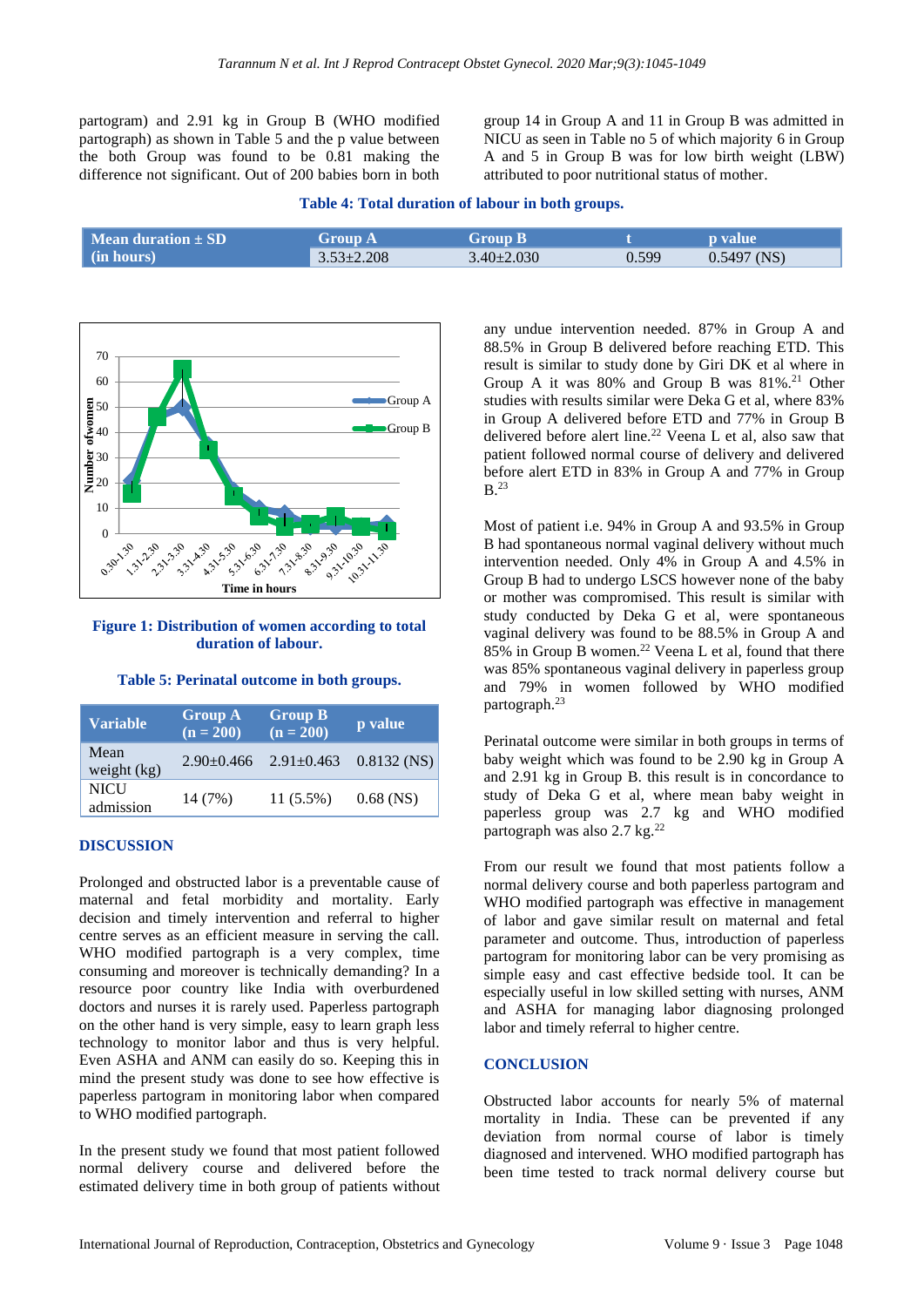partogram) and 2.91 kg in Group B (WHO modified partograph) as shown in Table 5 and the p value between the both Group was found to be 0.81 making the difference not significant. Out of 200 babies born in both group 14 in Group A and 11 in Group B was admitted in NICU as seen in Table no 5 of which majority 6 in Group A and 5 in Group B was for low birth weight (LBW) attributed to poor nutritional status of mother.

**Table 4: Total duration of labour in both groups.**

| Mean duration ± SD (in hours) | Group A | Group B | t | p value |
|---|---|---|---|---|
| | 3.53±2.208 | 3.40±2.030 | 0.599 | 0.5497 (NS) |

**Figure 1: Distribution of women according to total duration of labour.**

**Table 5: Perinatal outcome in both groups.**

| Variable | Group A (n = 200) | Group B (n = 200) | p value |
|---|---|---|---|
| Mean weight (kg) | 2.90±0.466 | 2.91±0.463 | 0.8132 (NS) |
| NICU admission | 14 (7%) | 11 (5.5%) | 0.68 (NS) |

## DISCUSSION

Prolonged and obstructed labor is a preventable cause of maternal and fetal morbidity and mortality. Early decision and timely intervention and referral to higher centre serves as an efficient measure in serving the call. WHO modified partograph is a very complex, time consuming and moreover is technically demanding? In a resource poor country like India with overburdened doctors and nurses it is rarely used. Paperless partograph on the other hand is very simple, easy to learn graph less technology to monitor labor and thus is very helpful. Even ASHA and ANM can easily do so. Keeping this in mind the present study was done to see how effective is paperless partogram in monitoring labor when compared to WHO modified partograph.

In the present study we found that most patient followed normal delivery course and delivered before the estimated delivery time in both group of patients without any undue intervention needed. 87% in Group A and 88.5% in Group B delivered before reaching ETD. This result is similar to study done by Giri DK et al where in Group A it was 80% and Group B was 81%.[21] Other studies with results similar were Deka G et al, where 83% in Group A delivered before ETD and 77% in Group B delivered before alert line.[22] Veena L et al, also saw that patient followed normal course of delivery and delivered before alert ETD in 83% in Group A and 77% in Group B.[23]

Most of patient i.e. 94% in Group A and 93.5% in Group B had spontaneous normal vaginal delivery without much intervention needed. Only 4% in Group A and 4.5% in Group B had to undergo LSCS however none of the baby or mother was compromised. This result is similar with study conducted by Deka G et al, were spontaneous vaginal delivery was found to be 88.5% in Group A and 85% in Group B women.[22] Veena L et al, found that there was 85% spontaneous vaginal delivery in paperless group and 79% in women followed by WHO modified partograph.[23]

Perinatal outcome were similar in both groups in terms of baby weight which was found to be 2.90 kg in Group A and 2.91 kg in Group B. this result is in concordance to study of Deka G et al, where mean baby weight in paperless group was 2.7 kg and WHO modified partograph was also 2.7 kg.[22]

From our result we found that most patients follow a normal delivery course and both paperless partogram and WHO modified partograph was effective in management of labor and gave similar result on maternal and fetal parameter and outcome. Thus, introduction of paperless partogram for monitoring labor can be very promising as simple easy and cast effective bedside tool. It can be especially useful in low skilled setting with nurses, ANM and ASHA for managing labor diagnosing prolonged labor and timely referral to higher centre.

## CONCLUSION

Obstructed labor accounts for nearly 5% of maternal mortality in India. These can be prevented if any deviation from normal course of labor is timely diagnosed and intervened. WHO modified partograph has been time tested to track normal delivery course but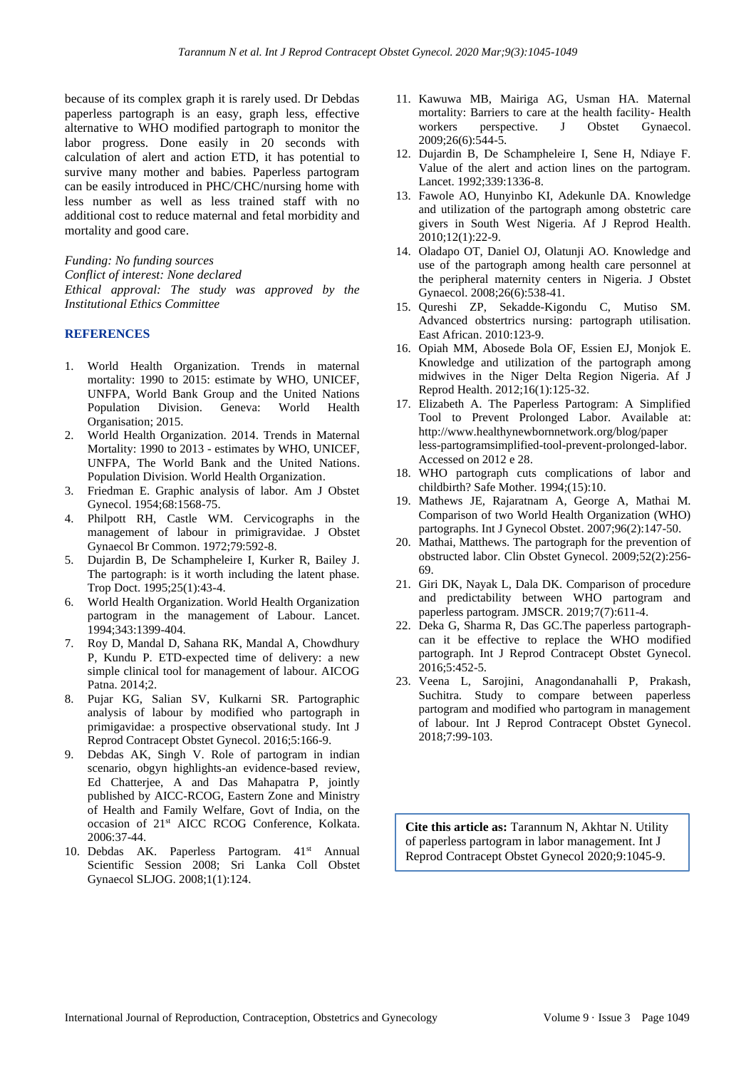because of its complex graph it is rarely used. Dr Debdas paperless partograph is an easy, graph less, effective alternative to WHO modified partograph to monitor the labor progress. Done easily in 20 seconds with calculation of alert and action ETD, it has potential to survive many mother and babies. Paperless partogram can be easily introduced in PHC/CHC/nursing home with less number as well as less trained staff with no additional cost to reduce maternal and fetal morbidity and mortality and good care.

*Funding: No funding sources*
*Conflict of interest: None declared*
*Ethical approval: The study was approved by the Institutional Ethics Committee*

## REFERENCES

1. World Health Organization. Trends in maternal mortality: 1990 to 2015: estimate by WHO, UNICEF, UNFPA, World Bank Group and the United Nations Population Division. Geneva: World Health Organisation; 2015.
2. World Health Organization. 2014. Trends in Maternal Mortality: 1990 to 2013 - estimates by WHO, UNICEF, UNFPA, The World Bank and the United Nations. Population Division. World Health Organization.
3. Friedman E. Graphic analysis of labor. Am J Obstet Gynecol. 1954;68:1568-75.
4. Philpott RH, Castle WM. Cervicographs in the management of labour in primigravidae. J Obstet Gynaecol Br Common. 1972;79:592-8.
5. Dujardin B, De Schampheleire I, Kurker R, Bailey J. The partograph: is it worth including the latent phase. Trop Doct. 1995;25(1):43-4.
6. World Health Organization. World Health Organization partogram in the management of Labour. Lancet. 1994;343:1399-404.
7. Roy D, Mandal D, Sahana RK, Mandal A, Chowdhury P, Kundu P. ETD-expected time of delivery: a new simple clinical tool for management of labour. AICOG Patna. 2014;2.
8. Pujar KG, Salian SV, Kulkarni SR. Partographic analysis of labour by modified who partograph in primigavidae: a prospective observational study. Int J Reprod Contracept Obstet Gynecol. 2016;5:166-9.
9. Debdas AK, Singh V. Role of partogram in indian scenario, obgyn highlights-an evidence-based review, Ed Chatterjee, A and Das Mahapatra P, jointly published by AICC-RCOG, Eastern Zone and Ministry of Health and Family Welfare, Govt of India, on the occasion of 21st AICC RCOG Conference, Kolkata. 2006:37-44.
10. Debdas AK. Paperless Partogram. 41st Annual Scientific Session 2008; Sri Lanka Coll Obstet Gynaecol SLJOG. 2008;1(1):124.
11. Kawuwa MB, Mairiga AG, Usman HA. Maternal mortality: Barriers to care at the health facility- Health workers perspective. J Obstet Gynaecol. 2009;26(6):544-5.
12. Dujardin B, De Schampheleire I, Sene H, Ndiaye F. Value of the alert and action lines on the partogram. Lancet. 1992;339:1336-8.
13. Fawole AO, Hunyinbo KI, Adekunle DA. Knowledge and utilization of the partograph among obstetric care givers in South West Nigeria. Af J Reprod Health. 2010;12(1):22-9.
14. Oladapo OT, Daniel OJ, Olatunji AO. Knowledge and use of the partograph among health care personnel at the peripheral maternity centers in Nigeria. J Obstet Gynaecol. 2008;26(6):538-41.
15. Qureshi ZP, Sekadde-Kigondu C, Mutiso SM. Advanced obstertrics nursing: partograph utilisation. East African. 2010:123-9.
16. Opiah MM, Abosede Bola OF, Essien EJ, Monjok E. Knowledge and utilization of the partograph among midwives in the Niger Delta Region Nigeria. Af J Reprod Health. 2012;16(1):125-32.
17. Elizabeth A. The Paperless Partogram: A Simplified Tool to Prevent Prolonged Labor. Available at: http://www.healthynewbornnetwork.org/blog/paper less-partogramsimplified-tool-prevent-prolonged-labor. Accessed on 2012 e 28.
18. WHO partograph cuts complications of labor and childbirth? Safe Mother. 1994;(15):10.
19. Mathews JE, Rajaratnam A, George A, Mathai M. Comparison of two World Health Organization (WHO) partographs. Int J Gynecol Obstet. 2007;96(2):147-50.
20. Mathai, Matthews. The partograph for the prevention of obstructed labor. Clin Obstet Gynecol. 2009;52(2):256-69.
21. Giri DK, Nayak L, Dala DK. Comparison of procedure and predictability between WHO partogram and paperless partogram. JMSCR. 2019;7(7):611-4.
22. Deka G, Sharma R, Das GC.The paperless partograph-can it be effective to replace the WHO modified partograph. Int J Reprod Contracept Obstet Gynecol. 2016;5:452-5.
23. Veena L, Sarojini, Anagondanahalli P, Prakash, Suchitra. Study to compare between paperless partogram and modified who partogram in management of labour. Int J Reprod Contracept Obstet Gynecol. 2018;7:99-103.

**Cite this article as:** Tarannum N, Akhtar N. Utility of paperless partogram in labor management. Int J Reprod Contracept Obstet Gynecol 2020;9:1045-9.